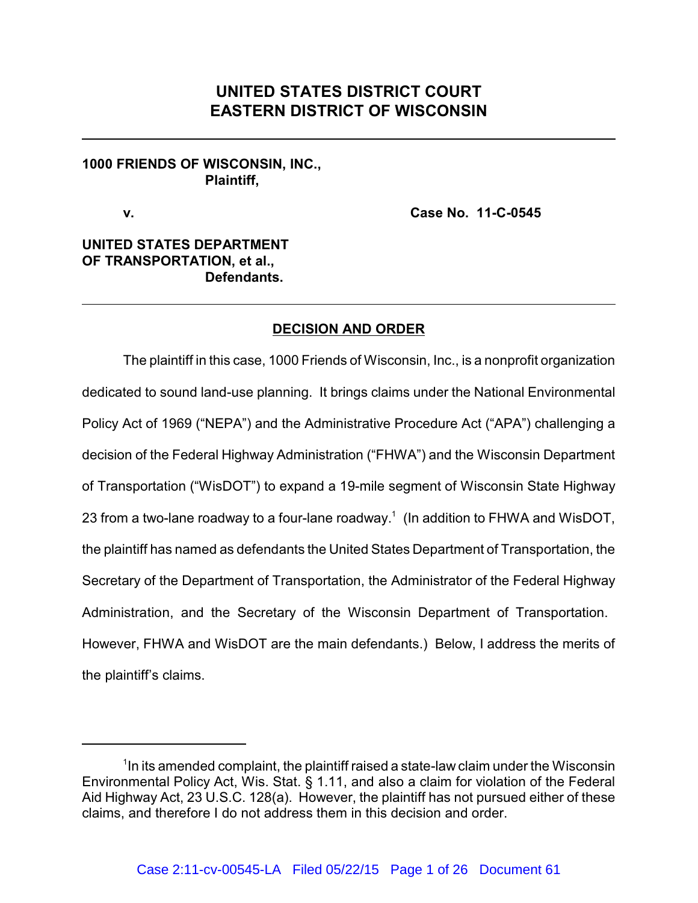# UNITED STATES DISTRICT COURT
# EASTERN DISTRICT OF WISCONSIN

---

**1000 FRIENDS OF WISCONSIN, INC.,**
**Plaintiff,**

**v.** **Case No. 11-C-0545**

**UNITED STATES DEPARTMENT OF TRANSPORTATION, et al.,**
**Defendants.**

---

## DECISION AND ORDER

The plaintiff in this case, 1000 Friends of Wisconsin, Inc., is a nonprofit organization dedicated to sound land-use planning. It brings claims under the National Environmental Policy Act of 1969 ("NEPA") and the Administrative Procedure Act ("APA") challenging a decision of the Federal Highway Administration ("FHWA") and the Wisconsin Department of Transportation ("WisDOT") to expand a 19-mile segment of Wisconsin State Highway 23 from a two-lane roadway to a four-lane roadway.[1] (In addition to FHWA and WisDOT, the plaintiff has named as defendants the United States Department of Transportation, the Secretary of the Department of Transportation, the Administrator of the Federal Highway Administration, and the Secretary of the Wisconsin Department of Transportation. However, FHWA and WisDOT are the main defendants.) Below, I address the merits of the plaintiff's claims.

---

[1] In its amended complaint, the plaintiff raised a state-law claim under the Wisconsin Environmental Policy Act, Wis. Stat. § 1.11, and also a claim for violation of the Federal Aid Highway Act, 23 U.S.C. 128(a). However, the plaintiff has not pursued either of these claims, and therefore I do not address them in this decision and order.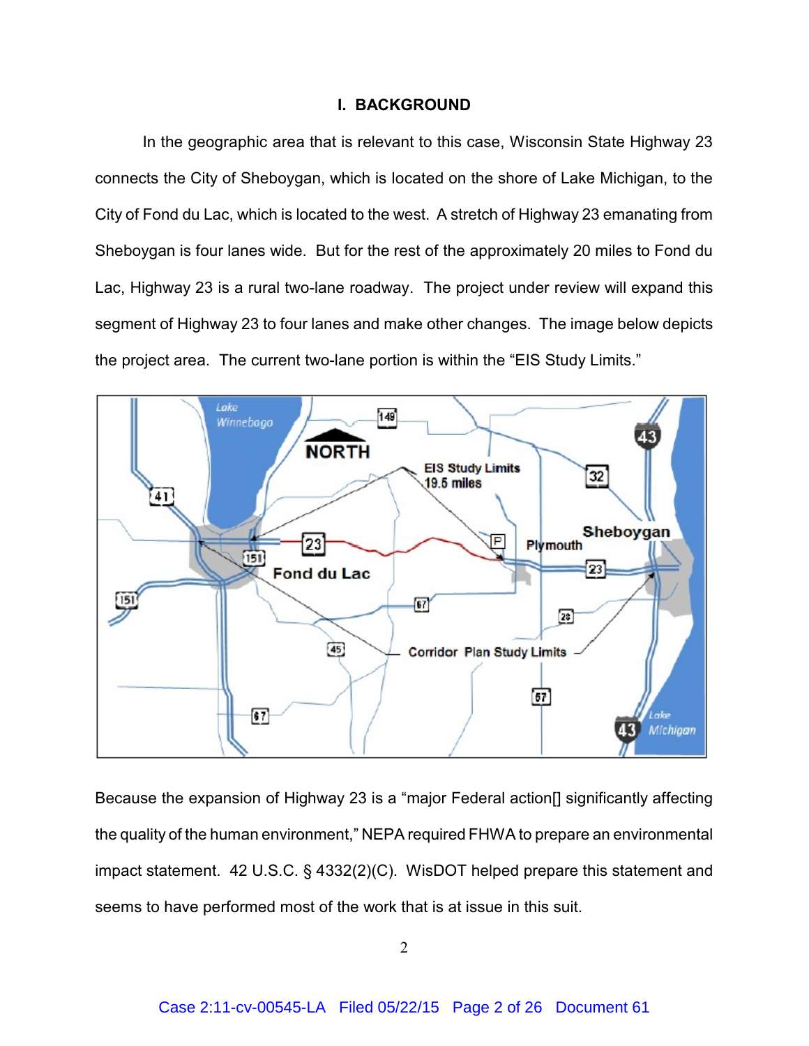## I. BACKGROUND

In the geographic area that is relevant to this case, Wisconsin State Highway 23 connects the City of Sheboygan, which is located on the shore of Lake Michigan, to the City of Fond du Lac, which is located to the west. A stretch of Highway 23 emanating from Sheboygan is four lanes wide. But for the rest of the approximately 20 miles to Fond du Lac, Highway 23 is a rural two-lane roadway. The project under review will expand this segment of Highway 23 to four lanes and make other changes. The image below depicts the project area. The current two-lane portion is within the "EIS Study Limits."

Because the expansion of Highway 23 is a "major Federal action[] significantly affecting the quality of the human environment," NEPA required FHWA to prepare an environmental impact statement. 42 U.S.C. § 4332(2)(C). WisDOT helped prepare this statement and seems to have performed most of the work that is at issue in this suit.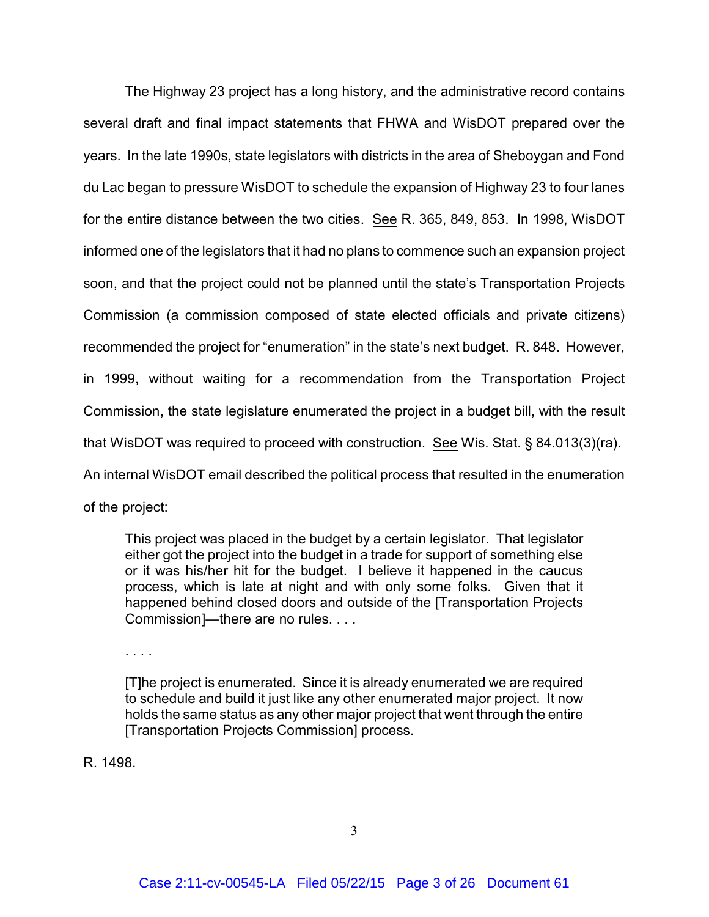The Highway 23 project has a long history, and the administrative record contains several draft and final impact statements that FHWA and WisDOT prepared over the years. In the late 1990s, state legislators with districts in the area of Sheboygan and Fond du Lac began to pressure WisDOT to schedule the expansion of Highway 23 to four lanes for the entire distance between the two cities. See R. 365, 849, 853. In 1998, WisDOT informed one of the legislators that it had no plans to commence such an expansion project soon, and that the project could not be planned until the state's Transportation Projects Commission (a commission composed of state elected officials and private citizens) recommended the project for "enumeration" in the state's next budget. R. 848. However, in 1999, without waiting for a recommendation from the Transportation Project Commission, the state legislature enumerated the project in a budget bill, with the result that WisDOT was required to proceed with construction. See Wis. Stat. § 84.013(3)(ra). An internal WisDOT email described the political process that resulted in the enumeration of the project:

> This project was placed in the budget by a certain legislator. That legislator either got the project into the budget in a trade for support of something else or it was his/her hit for the budget. I believe it happened in the caucus process, which is late at night and with only some folks. Given that it happened behind closed doors and outside of the [Transportation Projects Commission]—there are no rules. . . .
>
> . . . .
>
> [T]he project is enumerated. Since it is already enumerated we are required to schedule and build it just like any other enumerated major project. It now holds the same status as any other major project that went through the entire [Transportation Projects Commission] process.

R. 1498.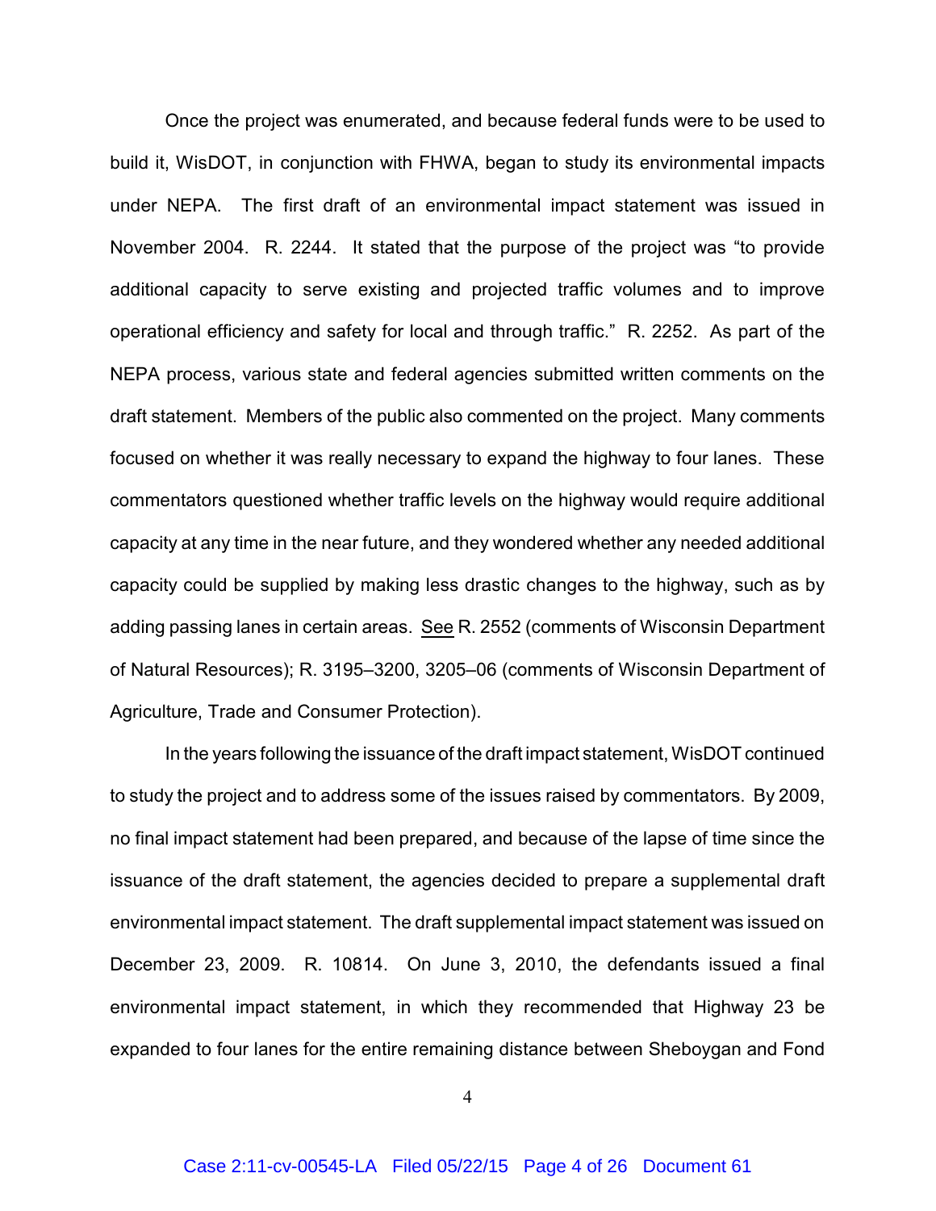Once the project was enumerated, and because federal funds were to be used to build it, WisDOT, in conjunction with FHWA, began to study its environmental impacts under NEPA. The first draft of an environmental impact statement was issued in November 2004. R. 2244. It stated that the purpose of the project was "to provide additional capacity to serve existing and projected traffic volumes and to improve operational efficiency and safety for local and through traffic." R. 2252. As part of the NEPA process, various state and federal agencies submitted written comments on the draft statement. Members of the public also commented on the project. Many comments focused on whether it was really necessary to expand the highway to four lanes. These commentators questioned whether traffic levels on the highway would require additional capacity at any time in the near future, and they wondered whether any needed additional capacity could be supplied by making less drastic changes to the highway, such as by adding passing lanes in certain areas. See R. 2552 (comments of Wisconsin Department of Natural Resources); R. 3195–3200, 3205–06 (comments of Wisconsin Department of Agriculture, Trade and Consumer Protection).

In the years following the issuance of the draft impact statement, WisDOT continued to study the project and to address some of the issues raised by commentators. By 2009, no final impact statement had been prepared, and because of the lapse of time since the issuance of the draft statement, the agencies decided to prepare a supplemental draft environmental impact statement. The draft supplemental impact statement was issued on December 23, 2009. R. 10814. On June 3, 2010, the defendants issued a final environmental impact statement, in which they recommended that Highway 23 be expanded to four lanes for the entire remaining distance between Sheboygan and Fond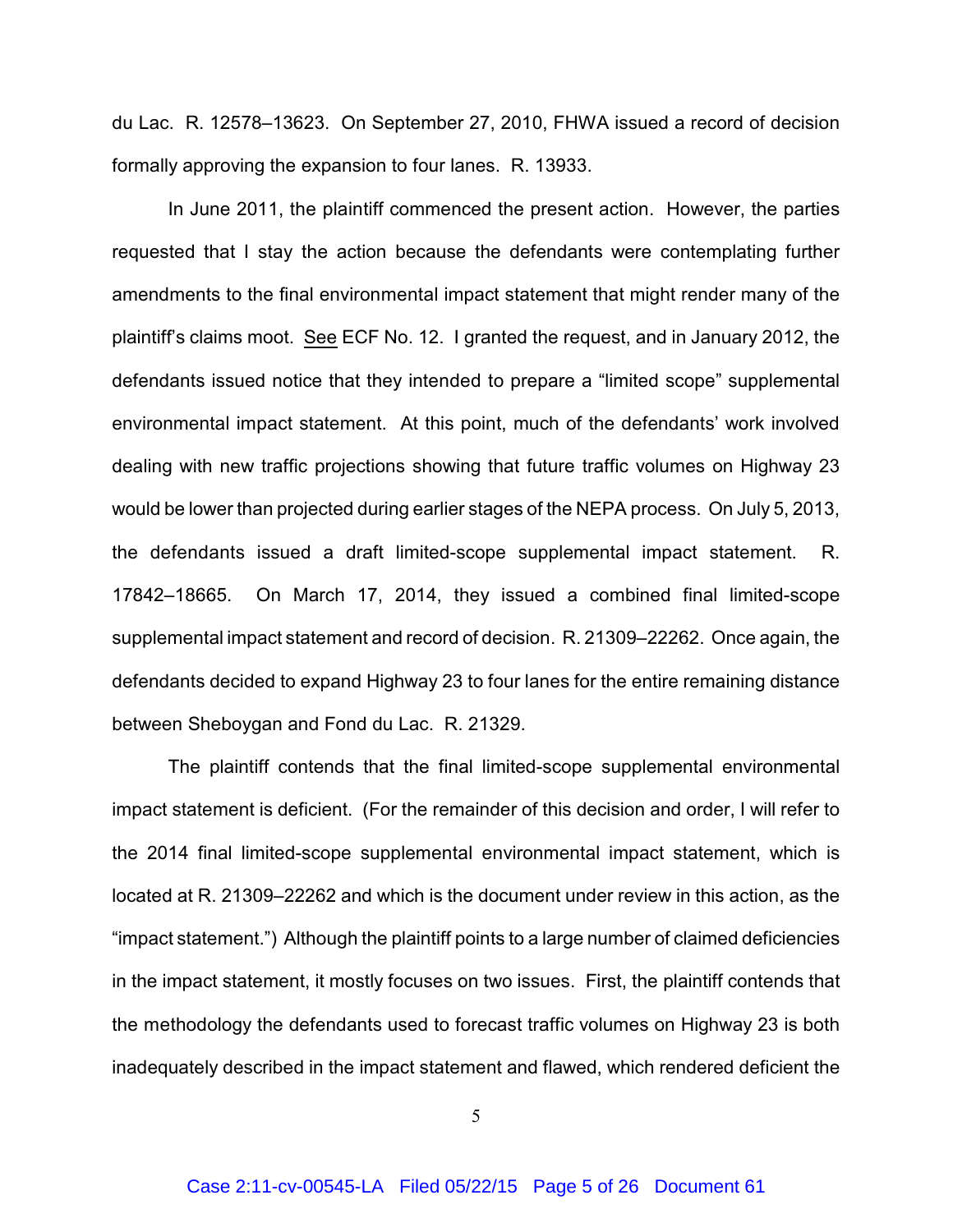du Lac. R. 12578–13623. On September 27, 2010, FHWA issued a record of decision formally approving the expansion to four lanes. R. 13933.

In June 2011, the plaintiff commenced the present action. However, the parties requested that I stay the action because the defendants were contemplating further amendments to the final environmental impact statement that might render many of the plaintiff's claims moot. See ECF No. 12. I granted the request, and in January 2012, the defendants issued notice that they intended to prepare a "limited scope" supplemental environmental impact statement. At this point, much of the defendants' work involved dealing with new traffic projections showing that future traffic volumes on Highway 23 would be lower than projected during earlier stages of the NEPA process. On July 5, 2013, the defendants issued a draft limited-scope supplemental impact statement. R. 17842–18665. On March 17, 2014, they issued a combined final limited-scope supplemental impact statement and record of decision. R. 21309–22262. Once again, the defendants decided to expand Highway 23 to four lanes for the entire remaining distance between Sheboygan and Fond du Lac. R. 21329.

The plaintiff contends that the final limited-scope supplemental environmental impact statement is deficient. (For the remainder of this decision and order, I will refer to the 2014 final limited-scope supplemental environmental impact statement, which is located at R. 21309–22262 and which is the document under review in this action, as the "impact statement.") Although the plaintiff points to a large number of claimed deficiencies in the impact statement, it mostly focuses on two issues. First, the plaintiff contends that the methodology the defendants used to forecast traffic volumes on Highway 23 is both inadequately described in the impact statement and flawed, which rendered deficient the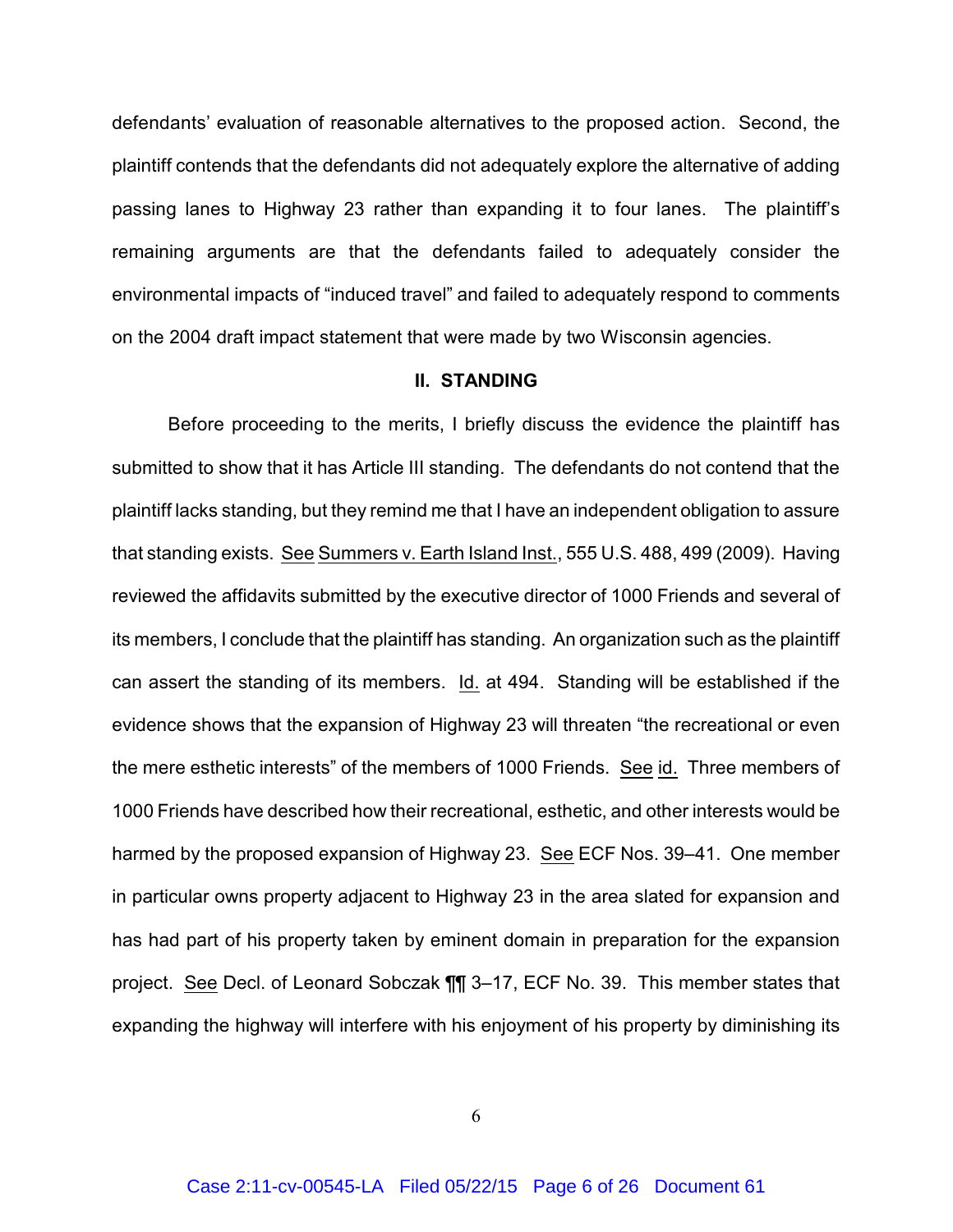defendants' evaluation of reasonable alternatives to the proposed action. Second, the plaintiff contends that the defendants did not adequately explore the alternative of adding passing lanes to Highway 23 rather than expanding it to four lanes. The plaintiff's remaining arguments are that the defendants failed to adequately consider the environmental impacts of "induced travel" and failed to adequately respond to comments on the 2004 draft impact statement that were made by two Wisconsin agencies.

## II. STANDING

Before proceeding to the merits, I briefly discuss the evidence the plaintiff has submitted to show that it has Article III standing. The defendants do not contend that the plaintiff lacks standing, but they remind me that I have an independent obligation to assure that standing exists. See Summers v. Earth Island Inst., 555 U.S. 488, 499 (2009). Having reviewed the affidavits submitted by the executive director of 1000 Friends and several of its members, I conclude that the plaintiff has standing. An organization such as the plaintiff can assert the standing of its members. Id. at 494. Standing will be established if the evidence shows that the expansion of Highway 23 will threaten "the recreational or even the mere esthetic interests" of the members of 1000 Friends. See id. Three members of 1000 Friends have described how their recreational, esthetic, and other interests would be harmed by the proposed expansion of Highway 23. See ECF Nos. 39–41. One member in particular owns property adjacent to Highway 23 in the area slated for expansion and has had part of his property taken by eminent domain in preparation for the expansion project. See Decl. of Leonard Sobczak ¶¶ 3–17, ECF No. 39. This member states that expanding the highway will interfere with his enjoyment of his property by diminishing its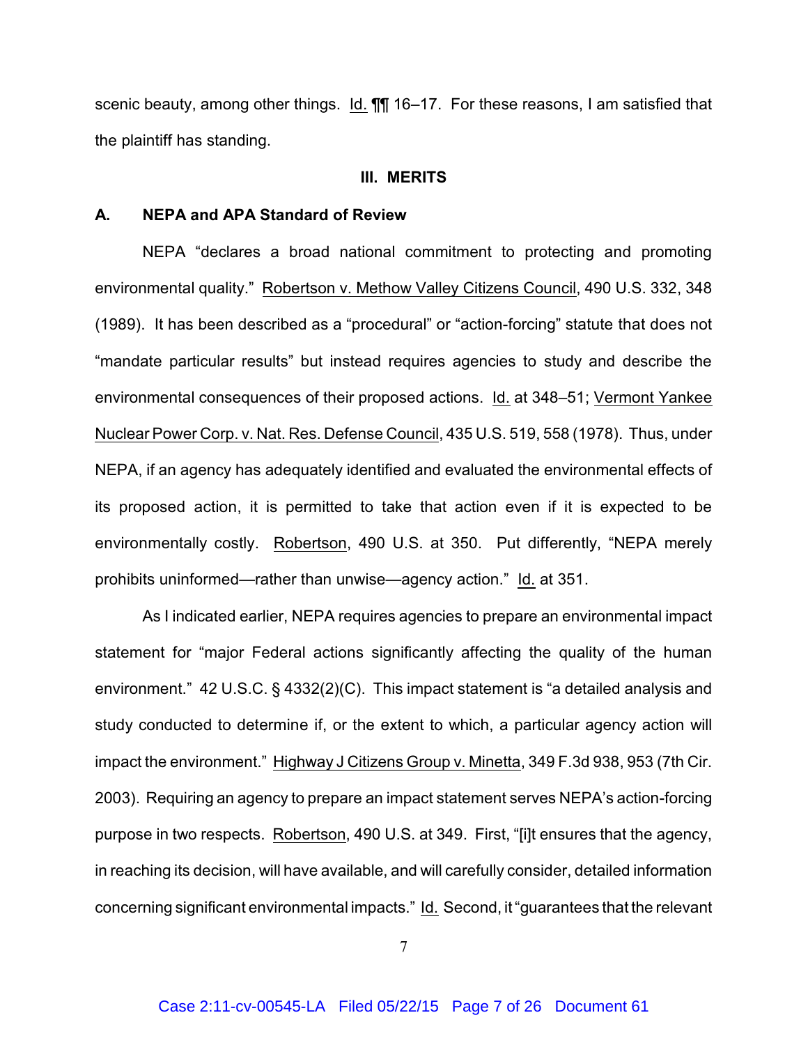scenic beauty, among other things. Id. ¶¶ 16–17. For these reasons, I am satisfied that the plaintiff has standing.

## III. MERITS

### A. NEPA and APA Standard of Review

NEPA "declares a broad national commitment to protecting and promoting environmental quality." Robertson v. Methow Valley Citizens Council, 490 U.S. 332, 348 (1989). It has been described as a "procedural" or "action-forcing" statute that does not "mandate particular results" but instead requires agencies to study and describe the environmental consequences of their proposed actions. Id. at 348–51; Vermont Yankee Nuclear Power Corp. v. Nat. Res. Defense Council, 435 U.S. 519, 558 (1978). Thus, under NEPA, if an agency has adequately identified and evaluated the environmental effects of its proposed action, it is permitted to take that action even if it is expected to be environmentally costly. Robertson, 490 U.S. at 350. Put differently, "NEPA merely prohibits uninformed—rather than unwise—agency action." Id. at 351.

As I indicated earlier, NEPA requires agencies to prepare an environmental impact statement for "major Federal actions significantly affecting the quality of the human environment." 42 U.S.C. § 4332(2)(C). This impact statement is "a detailed analysis and study conducted to determine if, or the extent to which, a particular agency action will impact the environment." Highway J Citizens Group v. Minetta, 349 F.3d 938, 953 (7th Cir. 2003). Requiring an agency to prepare an impact statement serves NEPA's action-forcing purpose in two respects. Robertson, 490 U.S. at 349. First, "[i]t ensures that the agency, in reaching its decision, will have available, and will carefully consider, detailed information concerning significant environmental impacts." Id. Second, it "guarantees that the relevant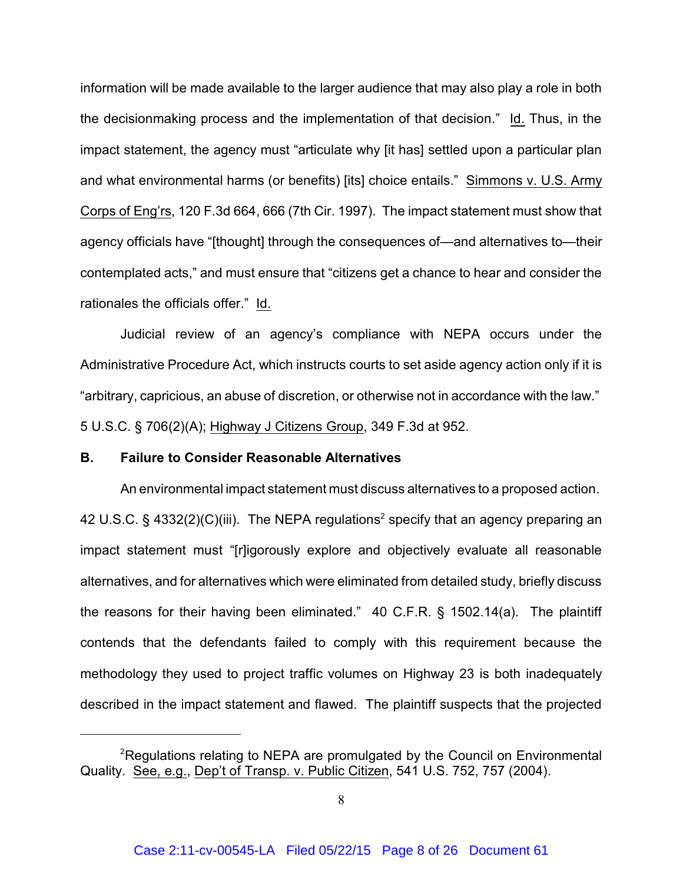information will be made available to the larger audience that may also play a role in both the decisionmaking process and the implementation of that decision." Id. Thus, in the impact statement, the agency must "articulate why [it has] settled upon a particular plan and what environmental harms (or benefits) [its] choice entails." Simmons v. U.S. Army Corps of Eng'rs, 120 F.3d 664, 666 (7th Cir. 1997). The impact statement must show that agency officials have "[thought] through the consequences of—and alternatives to—their contemplated acts," and must ensure that "citizens get a chance to hear and consider the rationales the officials offer." Id.

Judicial review of an agency's compliance with NEPA occurs under the Administrative Procedure Act, which instructs courts to set aside agency action only if it is "arbitrary, capricious, an abuse of discretion, or otherwise not in accordance with the law." 5 U.S.C. § 706(2)(A); Highway J Citizens Group, 349 F.3d at 952.

### B. Failure to Consider Reasonable Alternatives

An environmental impact statement must discuss alternatives to a proposed action. 42 U.S.C. § 4332(2)(C)(iii). The NEPA regulations[2] specify that an agency preparing an impact statement must "[r]igorously explore and objectively evaluate all reasonable alternatives, and for alternatives which were eliminated from detailed study, briefly discuss the reasons for their having been eliminated." 40 C.F.R. § 1502.14(a). The plaintiff contends that the defendants failed to comply with this requirement because the methodology they used to project traffic volumes on Highway 23 is both inadequately described in the impact statement and flawed. The plaintiff suspects that the projected

---

[2] Regulations relating to NEPA are promulgated by the Council on Environmental Quality. See, e.g., Dep't of Transp. v. Public Citizen, 541 U.S. 752, 757 (2004).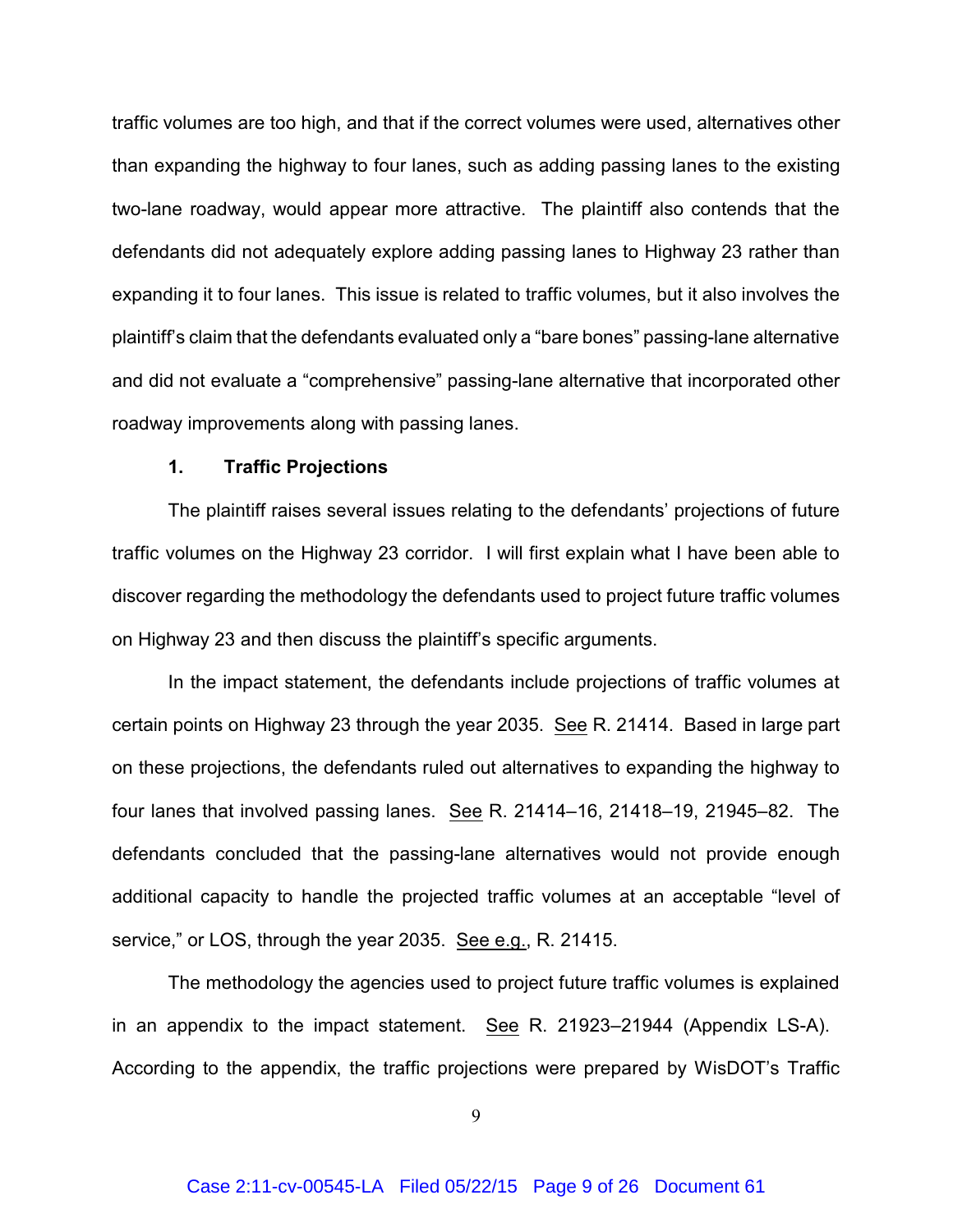traffic volumes are too high, and that if the correct volumes were used, alternatives other than expanding the highway to four lanes, such as adding passing lanes to the existing two-lane roadway, would appear more attractive. The plaintiff also contends that the defendants did not adequately explore adding passing lanes to Highway 23 rather than expanding it to four lanes. This issue is related to traffic volumes, but it also involves the plaintiff's claim that the defendants evaluated only a "bare bones" passing-lane alternative and did not evaluate a "comprehensive" passing-lane alternative that incorporated other roadway improvements along with passing lanes.

### 1. Traffic Projections

The plaintiff raises several issues relating to the defendants' projections of future traffic volumes on the Highway 23 corridor. I will first explain what I have been able to discover regarding the methodology the defendants used to project future traffic volumes on Highway 23 and then discuss the plaintiff's specific arguments.

In the impact statement, the defendants include projections of traffic volumes at certain points on Highway 23 through the year 2035. See R. 21414. Based in large part on these projections, the defendants ruled out alternatives to expanding the highway to four lanes that involved passing lanes. See R. 21414–16, 21418–19, 21945–82. The defendants concluded that the passing-lane alternatives would not provide enough additional capacity to handle the projected traffic volumes at an acceptable "level of service," or LOS, through the year 2035. See e.g., R. 21415.

The methodology the agencies used to project future traffic volumes is explained in an appendix to the impact statement. See R. 21923–21944 (Appendix LS-A). According to the appendix, the traffic projections were prepared by WisDOT's Traffic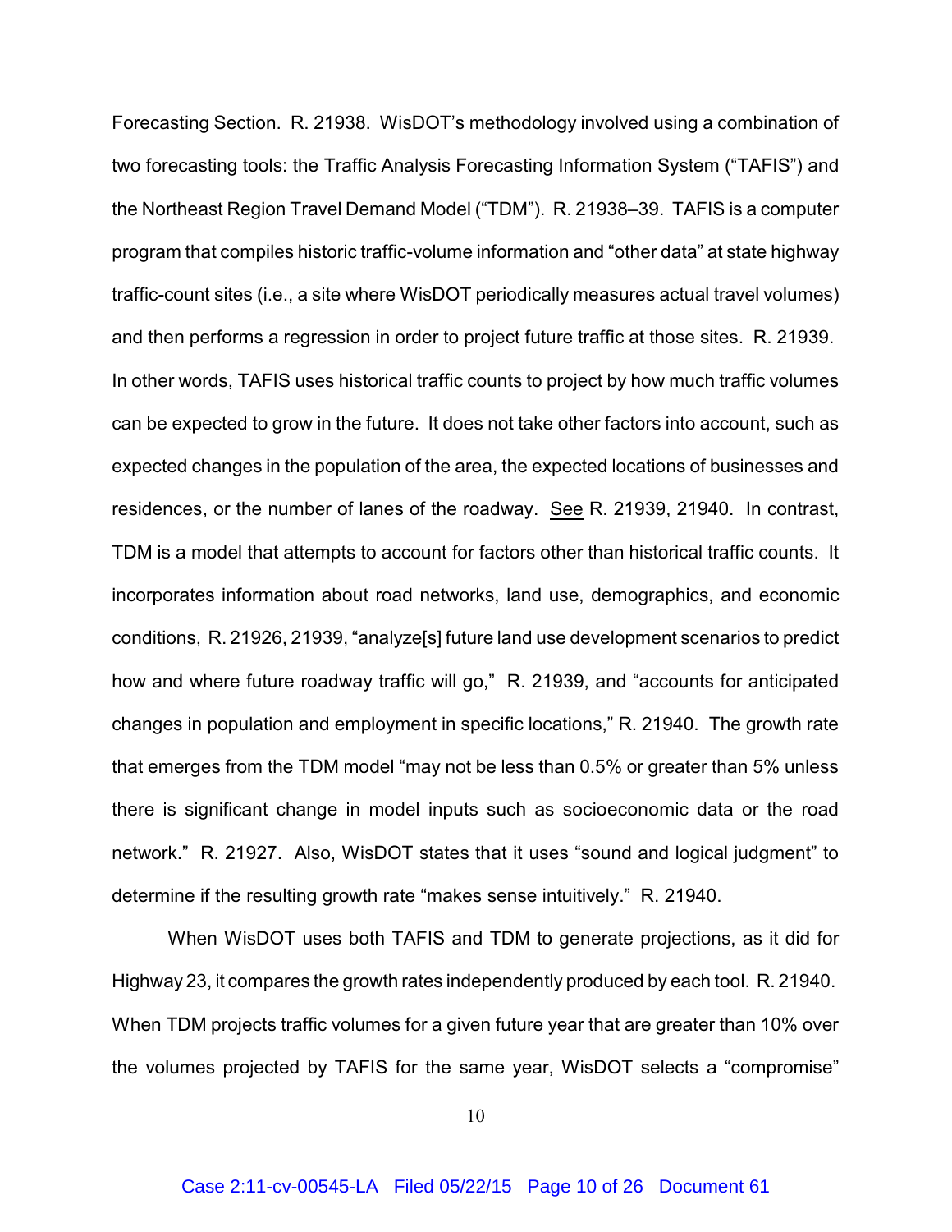Forecasting Section. R. 21938. WisDOT's methodology involved using a combination of two forecasting tools: the Traffic Analysis Forecasting Information System ("TAFIS") and the Northeast Region Travel Demand Model ("TDM"). R. 21938–39. TAFIS is a computer program that compiles historic traffic-volume information and "other data" at state highway traffic-count sites (i.e., a site where WisDOT periodically measures actual travel volumes) and then performs a regression in order to project future traffic at those sites. R. 21939. In other words, TAFIS uses historical traffic counts to project by how much traffic volumes can be expected to grow in the future. It does not take other factors into account, such as expected changes in the population of the area, the expected locations of businesses and residences, or the number of lanes of the roadway. See R. 21939, 21940. In contrast, TDM is a model that attempts to account for factors other than historical traffic counts. It incorporates information about road networks, land use, demographics, and economic conditions, R. 21926, 21939, "analyze[s] future land use development scenarios to predict how and where future roadway traffic will go," R. 21939, and "accounts for anticipated changes in population and employment in specific locations," R. 21940. The growth rate that emerges from the TDM model "may not be less than 0.5% or greater than 5% unless there is significant change in model inputs such as socioeconomic data or the road network." R. 21927. Also, WisDOT states that it uses "sound and logical judgment" to determine if the resulting growth rate "makes sense intuitively." R. 21940.

When WisDOT uses both TAFIS and TDM to generate projections, as it did for Highway 23, it compares the growth rates independently produced by each tool. R. 21940. When TDM projects traffic volumes for a given future year that are greater than 10% over the volumes projected by TAFIS for the same year, WisDOT selects a "compromise"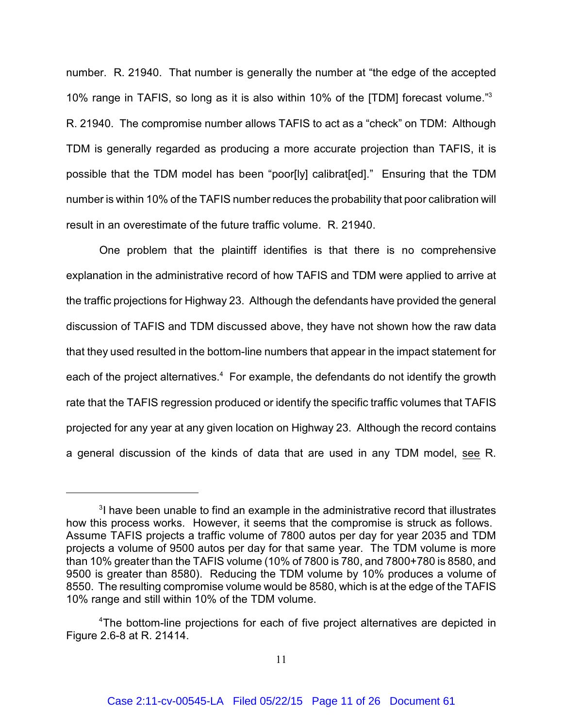number. R. 21940. That number is generally the number at "the edge of the accepted 10% range in TAFIS, so long as it is also within 10% of the [TDM] forecast volume."[3] R. 21940. The compromise number allows TAFIS to act as a "check" on TDM: Although TDM is generally regarded as producing a more accurate projection than TAFIS, it is possible that the TDM model has been "poor[ly] calibrat[ed]." Ensuring that the TDM number is within 10% of the TAFIS number reduces the probability that poor calibration will result in an overestimate of the future traffic volume. R. 21940.

One problem that the plaintiff identifies is that there is no comprehensive explanation in the administrative record of how TAFIS and TDM were applied to arrive at the traffic projections for Highway 23. Although the defendants have provided the general discussion of TAFIS and TDM discussed above, they have not shown how the raw data that they used resulted in the bottom-line numbers that appear in the impact statement for each of the project alternatives.[4] For example, the defendants do not identify the growth rate that the TAFIS regression produced or identify the specific traffic volumes that TAFIS projected for any year at any given location on Highway 23. Although the record contains a general discussion of the kinds of data that are used in any TDM model, see R.

---

[3] I have been unable to find an example in the administrative record that illustrates how this process works. However, it seems that the compromise is struck as follows. Assume TAFIS projects a traffic volume of 7800 autos per day for year 2035 and TDM projects a volume of 9500 autos per day for that same year. The TDM volume is more than 10% greater than the TAFIS volume (10% of 7800 is 780, and 7800+780 is 8580, and 9500 is greater than 8580). Reducing the TDM volume by 10% produces a volume of 8550. The resulting compromise volume would be 8580, which is at the edge of the TAFIS 10% range and still within 10% of the TDM volume.

[4] The bottom-line projections for each of five project alternatives are depicted in Figure 2.6-8 at R. 21414.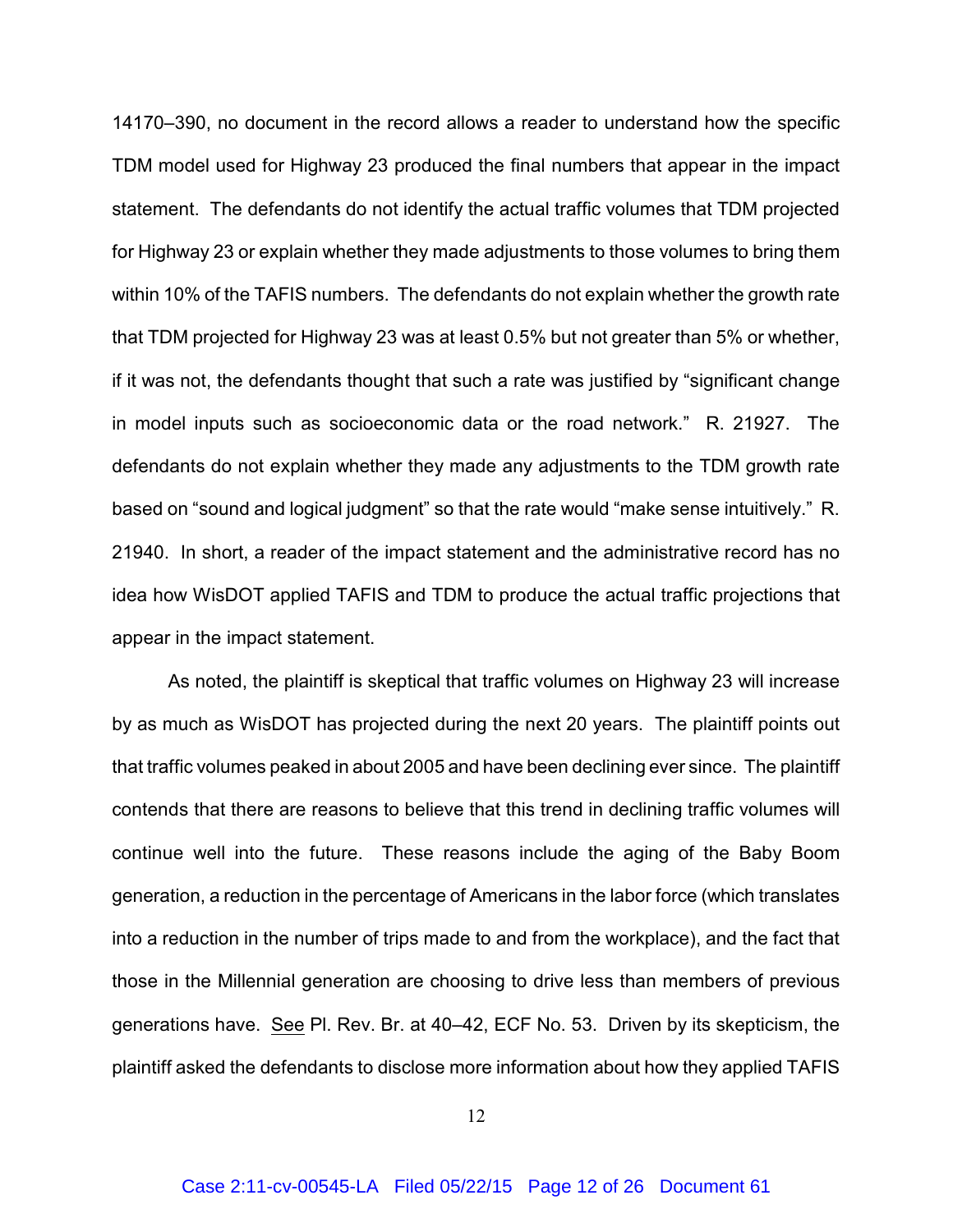14170–390, no document in the record allows a reader to understand how the specific TDM model used for Highway 23 produced the final numbers that appear in the impact statement. The defendants do not identify the actual traffic volumes that TDM projected for Highway 23 or explain whether they made adjustments to those volumes to bring them within 10% of the TAFIS numbers. The defendants do not explain whether the growth rate that TDM projected for Highway 23 was at least 0.5% but not greater than 5% or whether, if it was not, the defendants thought that such a rate was justified by "significant change in model inputs such as socioeconomic data or the road network." R. 21927. The defendants do not explain whether they made any adjustments to the TDM growth rate based on "sound and logical judgment" so that the rate would "make sense intuitively." R. 21940. In short, a reader of the impact statement and the administrative record has no idea how WisDOT applied TAFIS and TDM to produce the actual traffic projections that appear in the impact statement.

As noted, the plaintiff is skeptical that traffic volumes on Highway 23 will increase by as much as WisDOT has projected during the next 20 years. The plaintiff points out that traffic volumes peaked in about 2005 and have been declining ever since. The plaintiff contends that there are reasons to believe that this trend in declining traffic volumes will continue well into the future. These reasons include the aging of the Baby Boom generation, a reduction in the percentage of Americans in the labor force (which translates into a reduction in the number of trips made to and from the workplace), and the fact that those in the Millennial generation are choosing to drive less than members of previous generations have. See Pl. Rev. Br. at 40–42, ECF No. 53. Driven by its skepticism, the plaintiff asked the defendants to disclose more information about how they applied TAFIS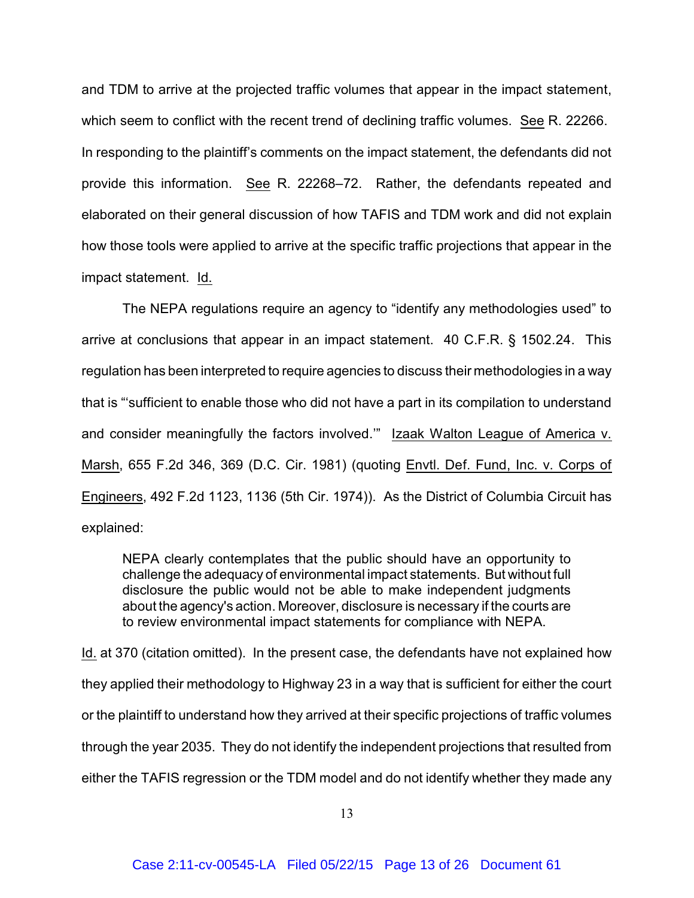and TDM to arrive at the projected traffic volumes that appear in the impact statement, which seem to conflict with the recent trend of declining traffic volumes. See R. 22266. In responding to the plaintiff's comments on the impact statement, the defendants did not provide this information. See R. 22268–72. Rather, the defendants repeated and elaborated on their general discussion of how TAFIS and TDM work and did not explain how those tools were applied to arrive at the specific traffic projections that appear in the impact statement. Id.

The NEPA regulations require an agency to "identify any methodologies used" to arrive at conclusions that appear in an impact statement. 40 C.F.R. § 1502.24. This regulation has been interpreted to require agencies to discuss their methodologies in a way that is "'sufficient to enable those who did not have a part in its compilation to understand and consider meaningfully the factors involved.'" Izaak Walton League of America v. Marsh, 655 F.2d 346, 369 (D.C. Cir. 1981) (quoting Envtl. Def. Fund, Inc. v. Corps of Engineers, 492 F.2d 1123, 1136 (5th Cir. 1974)). As the District of Columbia Circuit has explained:

> NEPA clearly contemplates that the public should have an opportunity to challenge the adequacy of environmental impact statements. But without full disclosure the public would not be able to make independent judgments about the agency's action. Moreover, disclosure is necessary if the courts are to review environmental impact statements for compliance with NEPA.

Id. at 370 (citation omitted). In the present case, the defendants have not explained how they applied their methodology to Highway 23 in a way that is sufficient for either the court or the plaintiff to understand how they arrived at their specific projections of traffic volumes through the year 2035. They do not identify the independent projections that resulted from either the TAFIS regression or the TDM model and do not identify whether they made any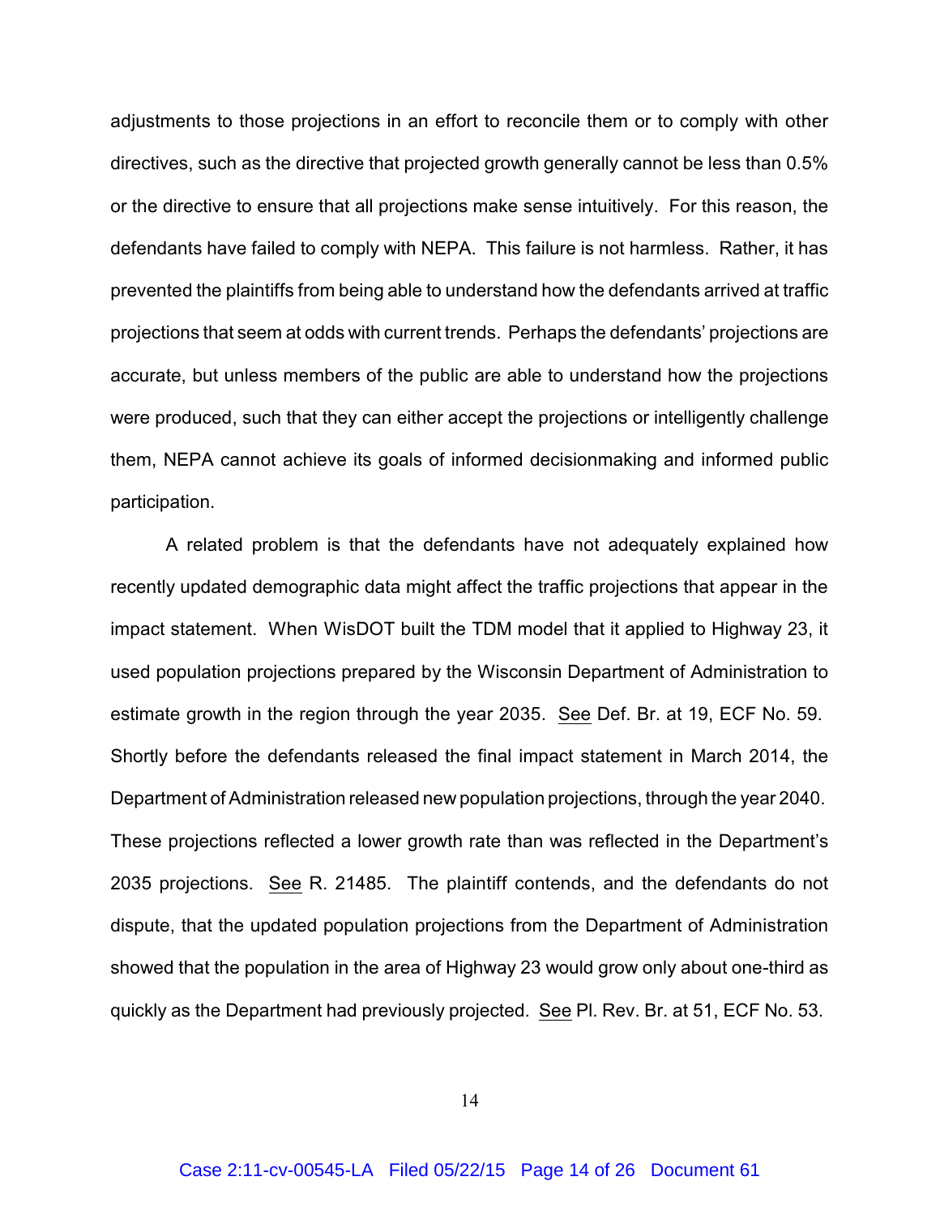adjustments to those projections in an effort to reconcile them or to comply with other directives, such as the directive that projected growth generally cannot be less than 0.5% or the directive to ensure that all projections make sense intuitively. For this reason, the defendants have failed to comply with NEPA. This failure is not harmless. Rather, it has prevented the plaintiffs from being able to understand how the defendants arrived at traffic projections that seem at odds with current trends. Perhaps the defendants' projections are accurate, but unless members of the public are able to understand how the projections were produced, such that they can either accept the projections or intelligently challenge them, NEPA cannot achieve its goals of informed decisionmaking and informed public participation.

A related problem is that the defendants have not adequately explained how recently updated demographic data might affect the traffic projections that appear in the impact statement. When WisDOT built the TDM model that it applied to Highway 23, it used population projections prepared by the Wisconsin Department of Administration to estimate growth in the region through the year 2035. See Def. Br. at 19, ECF No. 59. Shortly before the defendants released the final impact statement in March 2014, the Department of Administration released new population projections, through the year 2040. These projections reflected a lower growth rate than was reflected in the Department's 2035 projections. See R. 21485. The plaintiff contends, and the defendants do not dispute, that the updated population projections from the Department of Administration showed that the population in the area of Highway 23 would grow only about one-third as quickly as the Department had previously projected. See Pl. Rev. Br. at 51, ECF No. 53.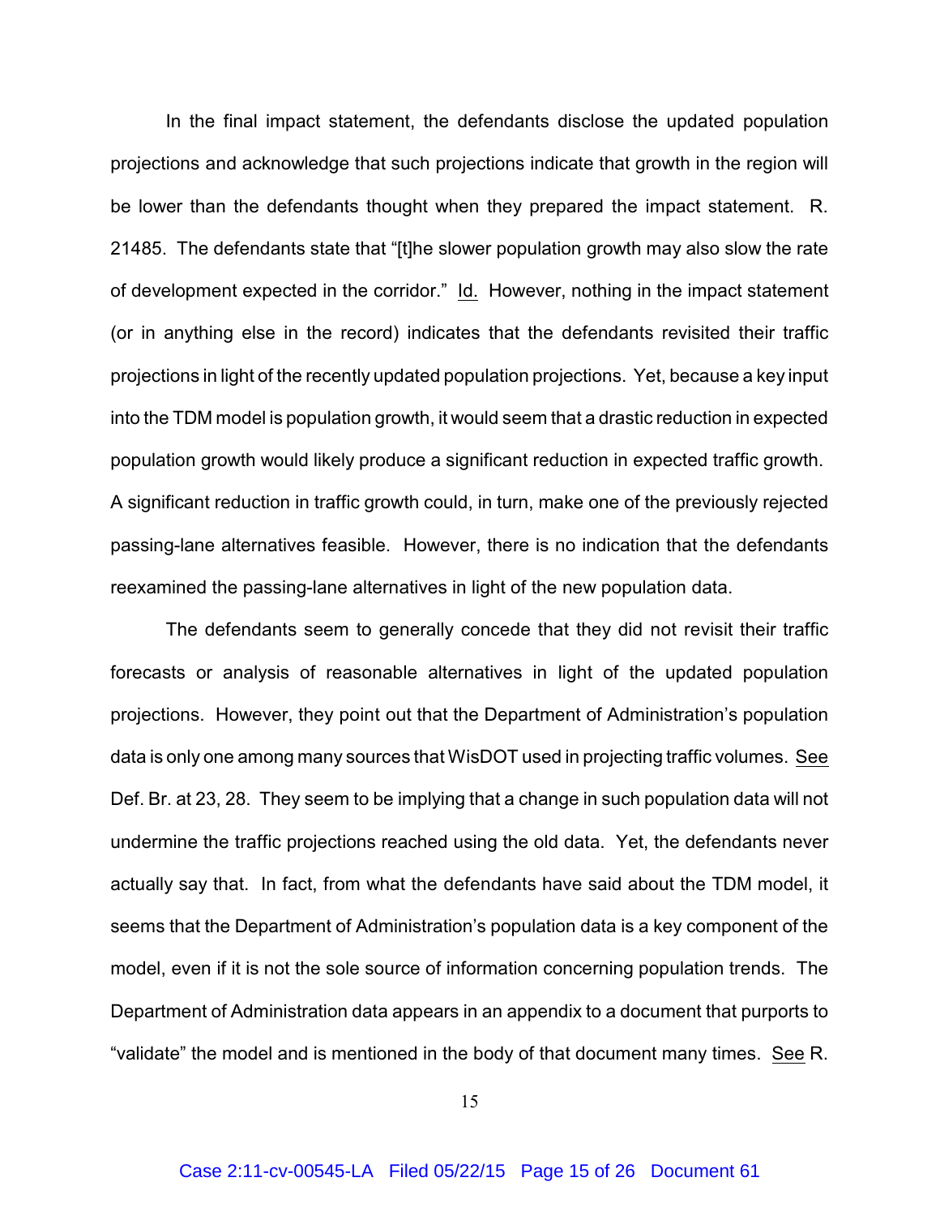In the final impact statement, the defendants disclose the updated population projections and acknowledge that such projections indicate that growth in the region will be lower than the defendants thought when they prepared the impact statement. R. 21485. The defendants state that "[t]he slower population growth may also slow the rate of development expected in the corridor." Id. However, nothing in the impact statement (or in anything else in the record) indicates that the defendants revisited their traffic projections in light of the recently updated population projections. Yet, because a key input into the TDM model is population growth, it would seem that a drastic reduction in expected population growth would likely produce a significant reduction in expected traffic growth. A significant reduction in traffic growth could, in turn, make one of the previously rejected passing-lane alternatives feasible. However, there is no indication that the defendants reexamined the passing-lane alternatives in light of the new population data.

The defendants seem to generally concede that they did not revisit their traffic forecasts or analysis of reasonable alternatives in light of the updated population projections. However, they point out that the Department of Administration's population data is only one among many sources that WisDOT used in projecting traffic volumes. See Def. Br. at 23, 28. They seem to be implying that a change in such population data will not undermine the traffic projections reached using the old data. Yet, the defendants never actually say that. In fact, from what the defendants have said about the TDM model, it seems that the Department of Administration's population data is a key component of the model, even if it is not the sole source of information concerning population trends. The Department of Administration data appears in an appendix to a document that purports to "validate" the model and is mentioned in the body of that document many times. See R.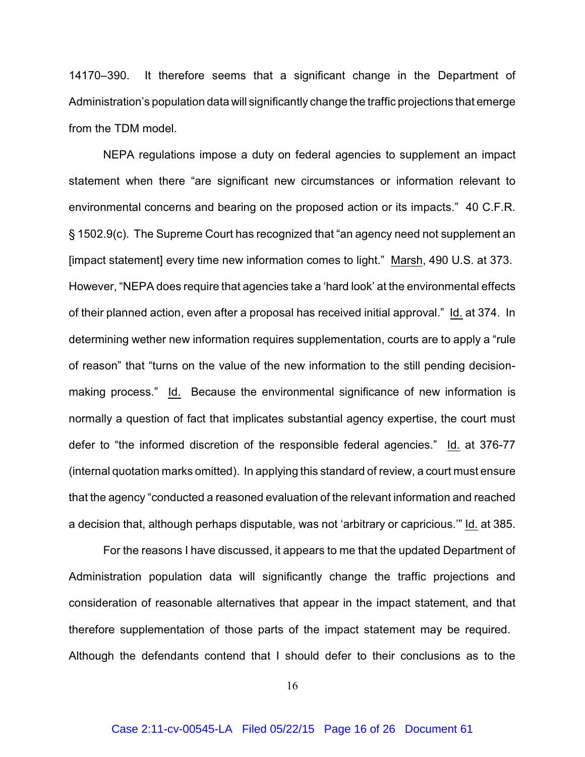14170–390. It therefore seems that a significant change in the Department of Administration's population data will significantly change the traffic projections that emerge from the TDM model.

NEPA regulations impose a duty on federal agencies to supplement an impact statement when there "are significant new circumstances or information relevant to environmental concerns and bearing on the proposed action or its impacts." 40 C.F.R. § 1502.9(c). The Supreme Court has recognized that "an agency need not supplement an [impact statement] every time new information comes to light." Marsh, 490 U.S. at 373. However, "NEPA does require that agencies take a 'hard look' at the environmental effects of their planned action, even after a proposal has received initial approval." Id. at 374. In determining wether new information requires supplementation, courts are to apply a "rule of reason" that "turns on the value of the new information to the still pending decision-making process." Id. Because the environmental significance of new information is normally a question of fact that implicates substantial agency expertise, the court must defer to "the informed discretion of the responsible federal agencies." Id. at 376-77 (internal quotation marks omitted). In applying this standard of review, a court must ensure that the agency "conducted a reasoned evaluation of the relevant information and reached a decision that, although perhaps disputable, was not 'arbitrary or capricious.'" Id. at 385.

For the reasons I have discussed, it appears to me that the updated Department of Administration population data will significantly change the traffic projections and consideration of reasonable alternatives that appear in the impact statement, and that therefore supplementation of those parts of the impact statement may be required. Although the defendants contend that I should defer to their conclusions as to the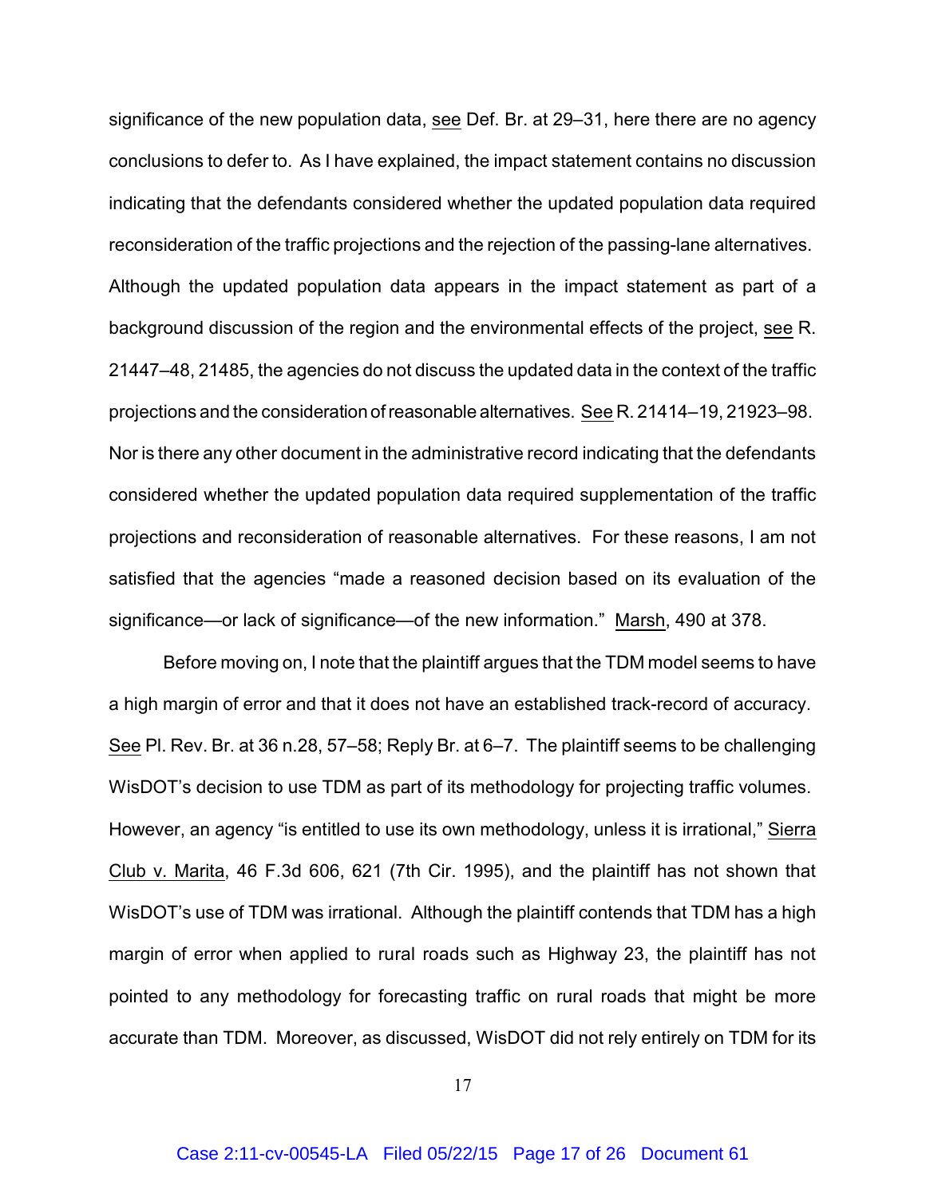significance of the new population data, see Def. Br. at 29–31, here there are no agency conclusions to defer to. As I have explained, the impact statement contains no discussion indicating that the defendants considered whether the updated population data required reconsideration of the traffic projections and the rejection of the passing-lane alternatives. Although the updated population data appears in the impact statement as part of a background discussion of the region and the environmental effects of the project, see R. 21447–48, 21485, the agencies do not discuss the updated data in the context of the traffic projections and the consideration of reasonable alternatives. See R. 21414–19, 21923–98. Nor is there any other document in the administrative record indicating that the defendants considered whether the updated population data required supplementation of the traffic projections and reconsideration of reasonable alternatives. For these reasons, I am not satisfied that the agencies "made a reasoned decision based on its evaluation of the significance—or lack of significance—of the new information." Marsh, 490 at 378.

Before moving on, I note that the plaintiff argues that the TDM model seems to have a high margin of error and that it does not have an established track-record of accuracy. See Pl. Rev. Br. at 36 n.28, 57–58; Reply Br. at 6–7. The plaintiff seems to be challenging WisDOT's decision to use TDM as part of its methodology for projecting traffic volumes. However, an agency "is entitled to use its own methodology, unless it is irrational," Sierra Club v. Marita, 46 F.3d 606, 621 (7th Cir. 1995), and the plaintiff has not shown that WisDOT's use of TDM was irrational. Although the plaintiff contends that TDM has a high margin of error when applied to rural roads such as Highway 23, the plaintiff has not pointed to any methodology for forecasting traffic on rural roads that might be more accurate than TDM. Moreover, as discussed, WisDOT did not rely entirely on TDM for its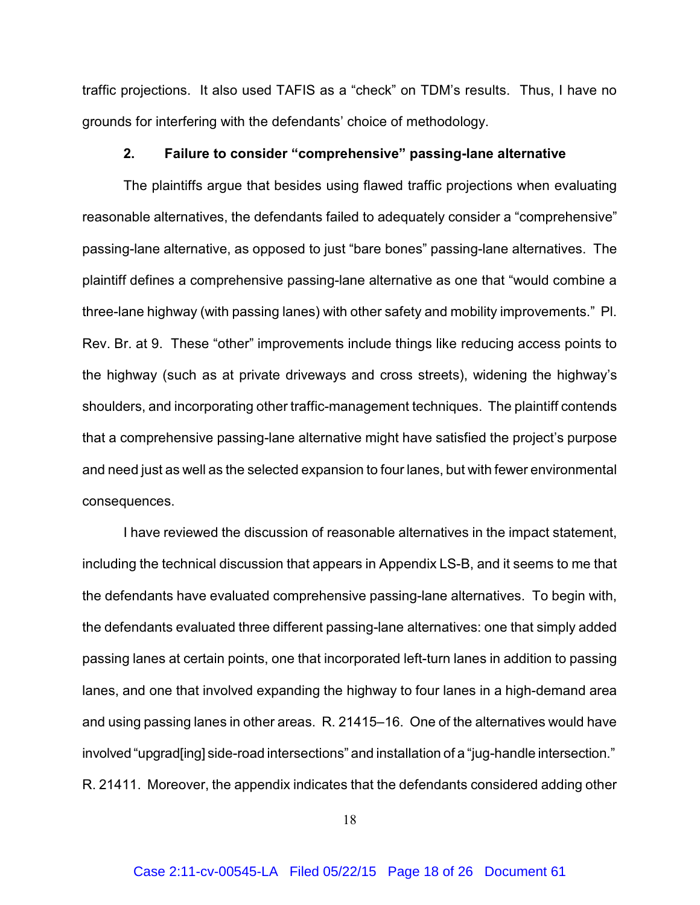traffic projections. It also used TAFIS as a "check" on TDM's results. Thus, I have no grounds for interfering with the defendants' choice of methodology.

### 2. Failure to consider "comprehensive" passing-lane alternative

The plaintiffs argue that besides using flawed traffic projections when evaluating reasonable alternatives, the defendants failed to adequately consider a "comprehensive" passing-lane alternative, as opposed to just "bare bones" passing-lane alternatives. The plaintiff defines a comprehensive passing-lane alternative as one that "would combine a three-lane highway (with passing lanes) with other safety and mobility improvements." Pl. Rev. Br. at 9. These "other" improvements include things like reducing access points to the highway (such as at private driveways and cross streets), widening the highway's shoulders, and incorporating other traffic-management techniques. The plaintiff contends that a comprehensive passing-lane alternative might have satisfied the project's purpose and need just as well as the selected expansion to four lanes, but with fewer environmental consequences.

I have reviewed the discussion of reasonable alternatives in the impact statement, including the technical discussion that appears in Appendix LS-B, and it seems to me that the defendants have evaluated comprehensive passing-lane alternatives. To begin with, the defendants evaluated three different passing-lane alternatives: one that simply added passing lanes at certain points, one that incorporated left-turn lanes in addition to passing lanes, and one that involved expanding the highway to four lanes in a high-demand area and using passing lanes in other areas. R. 21415–16. One of the alternatives would have involved "upgrad[ing] side-road intersections" and installation of a "jug-handle intersection." R. 21411. Moreover, the appendix indicates that the defendants considered adding other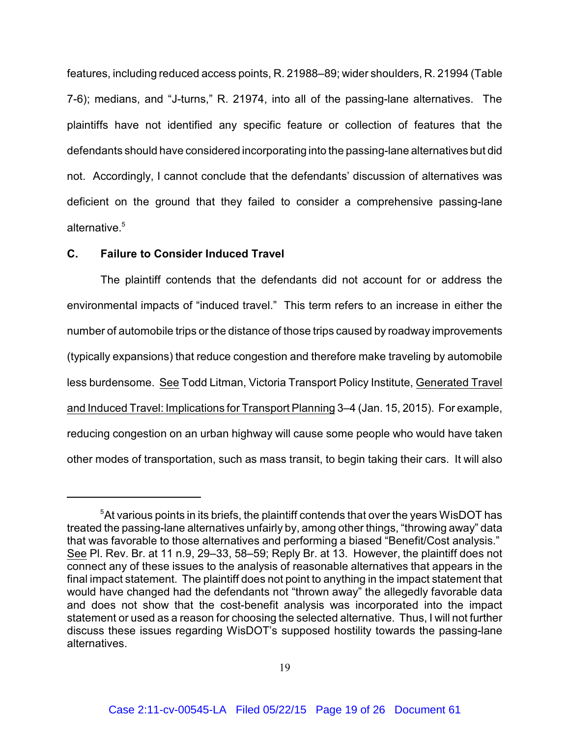features, including reduced access points, R. 21988–89; wider shoulders, R. 21994 (Table 7-6); medians, and "J-turns," R. 21974, into all of the passing-lane alternatives. The plaintiffs have not identified any specific feature or collection of features that the defendants should have considered incorporating into the passing-lane alternatives but did not. Accordingly, I cannot conclude that the defendants' discussion of alternatives was deficient on the ground that they failed to consider a comprehensive passing-lane alternative.[5]

### C. Failure to Consider Induced Travel

The plaintiff contends that the defendants did not account for or address the environmental impacts of "induced travel." This term refers to an increase in either the number of automobile trips or the distance of those trips caused by roadway improvements (typically expansions) that reduce congestion and therefore make traveling by automobile less burdensome. See Todd Litman, Victoria Transport Policy Institute, Generated Travel and Induced Travel: Implications for Transport Planning 3–4 (Jan. 15, 2015). For example, reducing congestion on an urban highway will cause some people who would have taken other modes of transportation, such as mass transit, to begin taking their cars. It will also

---

[5]At various points in its briefs, the plaintiff contends that over the years WisDOT has treated the passing-lane alternatives unfairly by, among other things, "throwing away" data that was favorable to those alternatives and performing a biased "Benefit/Cost analysis." See Pl. Rev. Br. at 11 n.9, 29–33, 58–59; Reply Br. at 13. However, the plaintiff does not connect any of these issues to the analysis of reasonable alternatives that appears in the final impact statement. The plaintiff does not point to anything in the impact statement that would have changed had the defendants not "thrown away" the allegedly favorable data and does not show that the cost-benefit analysis was incorporated into the impact statement or used as a reason for choosing the selected alternative. Thus, I will not further discuss these issues regarding WisDOT's supposed hostility towards the passing-lane alternatives.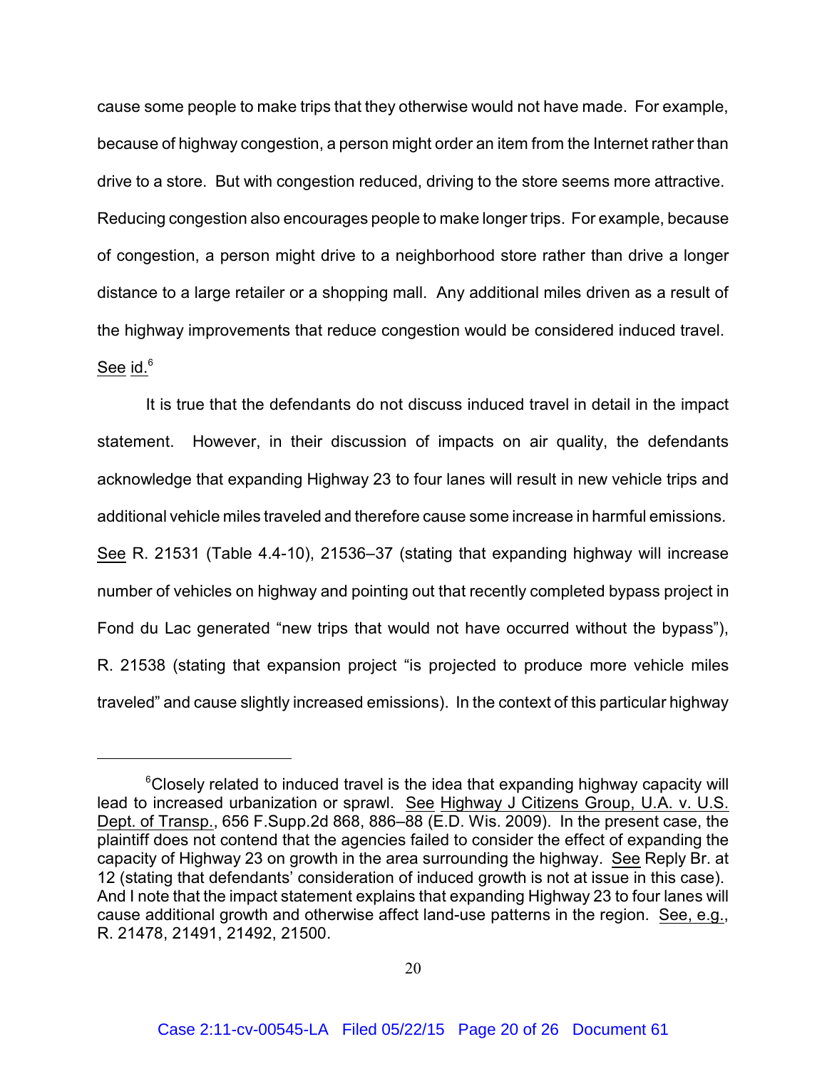cause some people to make trips that they otherwise would not have made. For example, because of highway congestion, a person might order an item from the Internet rather than drive to a store. But with congestion reduced, driving to the store seems more attractive. Reducing congestion also encourages people to make longer trips. For example, because of congestion, a person might drive to a neighborhood store rather than drive a longer distance to a large retailer or a shopping mall. Any additional miles driven as a result of the highway improvements that reduce congestion would be considered induced travel. See id.[6]

It is true that the defendants do not discuss induced travel in detail in the impact statement. However, in their discussion of impacts on air quality, the defendants acknowledge that expanding Highway 23 to four lanes will result in new vehicle trips and additional vehicle miles traveled and therefore cause some increase in harmful emissions. See R. 21531 (Table 4.4-10), 21536–37 (stating that expanding highway will increase number of vehicles on highway and pointing out that recently completed bypass project in Fond du Lac generated "new trips that would not have occurred without the bypass"), R. 21538 (stating that expansion project "is projected to produce more vehicle miles traveled" and cause slightly increased emissions). In the context of this particular highway

---

[6]Closely related to induced travel is the idea that expanding highway capacity will lead to increased urbanization or sprawl. See Highway J Citizens Group, U.A. v. U.S. Dept. of Transp., 656 F.Supp.2d 868, 886–88 (E.D. Wis. 2009). In the present case, the plaintiff does not contend that the agencies failed to consider the effect of expanding the capacity of Highway 23 on growth in the area surrounding the highway. See Reply Br. at 12 (stating that defendants' consideration of induced growth is not at issue in this case). And I note that the impact statement explains that expanding Highway 23 to four lanes will cause additional growth and otherwise affect land-use patterns in the region. See, e.g., R. 21478, 21491, 21492, 21500.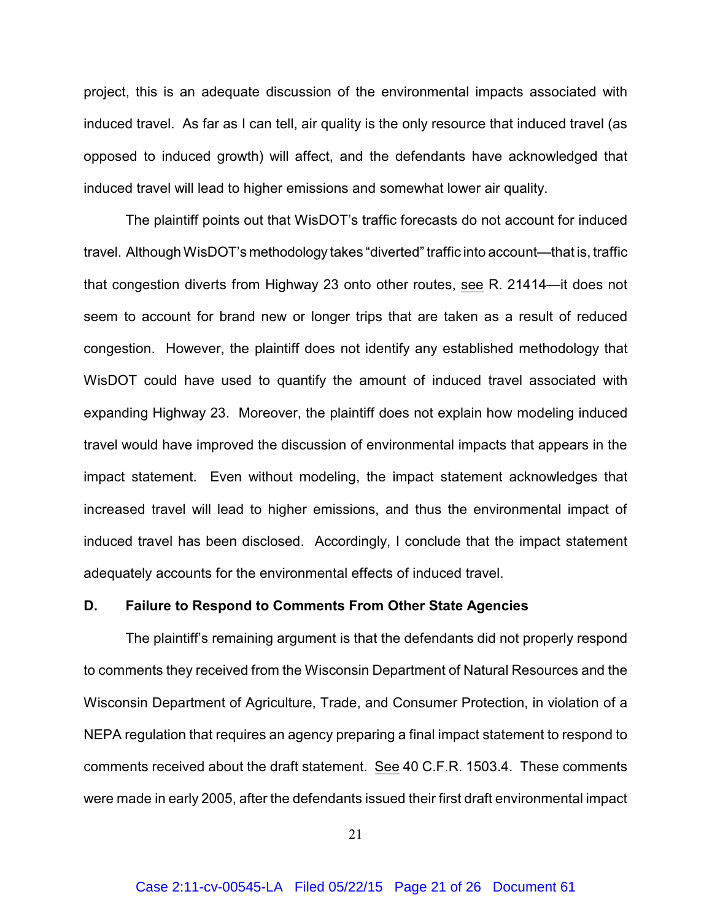project, this is an adequate discussion of the environmental impacts associated with induced travel. As far as I can tell, air quality is the only resource that induced travel (as opposed to induced growth) will affect, and the defendants have acknowledged that induced travel will lead to higher emissions and somewhat lower air quality.

The plaintiff points out that WisDOT's traffic forecasts do not account for induced travel. Although WisDOT's methodology takes "diverted" traffic into account—that is, traffic that congestion diverts from Highway 23 onto other routes, see R. 21414—it does not seem to account for brand new or longer trips that are taken as a result of reduced congestion. However, the plaintiff does not identify any established methodology that WisDOT could have used to quantify the amount of induced travel associated with expanding Highway 23. Moreover, the plaintiff does not explain how modeling induced travel would have improved the discussion of environmental impacts that appears in the impact statement. Even without modeling, the impact statement acknowledges that increased travel will lead to higher emissions, and thus the environmental impact of induced travel has been disclosed. Accordingly, I conclude that the impact statement adequately accounts for the environmental effects of induced travel.

### D. Failure to Respond to Comments From Other State Agencies

The plaintiff's remaining argument is that the defendants did not properly respond to comments they received from the Wisconsin Department of Natural Resources and the Wisconsin Department of Agriculture, Trade, and Consumer Protection, in violation of a NEPA regulation that requires an agency preparing a final impact statement to respond to comments received about the draft statement. See 40 C.F.R. 1503.4. These comments were made in early 2005, after the defendants issued their first draft environmental impact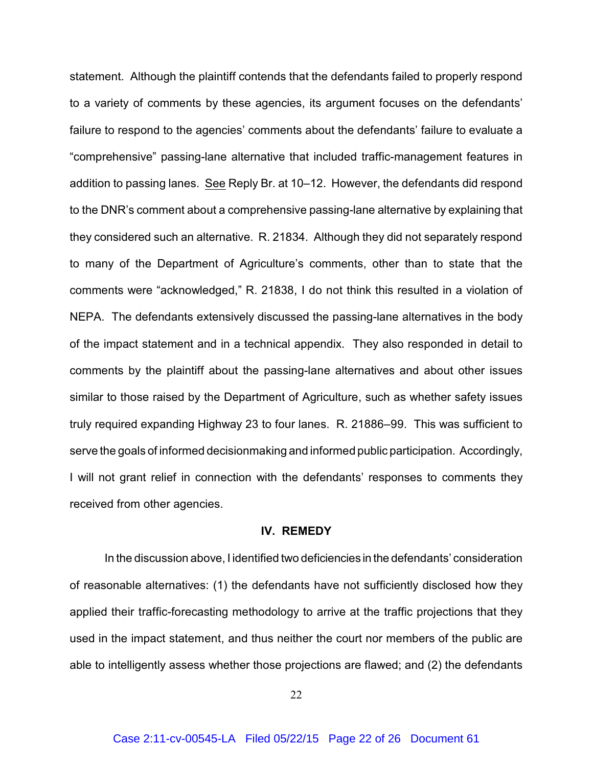statement. Although the plaintiff contends that the defendants failed to properly respond to a variety of comments by these agencies, its argument focuses on the defendants' failure to respond to the agencies' comments about the defendants' failure to evaluate a "comprehensive" passing-lane alternative that included traffic-management features in addition to passing lanes. See Reply Br. at 10–12. However, the defendants did respond to the DNR's comment about a comprehensive passing-lane alternative by explaining that they considered such an alternative. R. 21834. Although they did not separately respond to many of the Department of Agriculture's comments, other than to state that the comments were "acknowledged," R. 21838, I do not think this resulted in a violation of NEPA. The defendants extensively discussed the passing-lane alternatives in the body of the impact statement and in a technical appendix. They also responded in detail to comments by the plaintiff about the passing-lane alternatives and about other issues similar to those raised by the Department of Agriculture, such as whether safety issues truly required expanding Highway 23 to four lanes. R. 21886–99. This was sufficient to serve the goals of informed decisionmaking and informed public participation. Accordingly, I will not grant relief in connection with the defendants' responses to comments they received from other agencies.

## IV. REMEDY

In the discussion above, I identified two deficiencies in the defendants' consideration of reasonable alternatives: (1) the defendants have not sufficiently disclosed how they applied their traffic-forecasting methodology to arrive at the traffic projections that they used in the impact statement, and thus neither the court nor members of the public are able to intelligently assess whether those projections are flawed; and (2) the defendants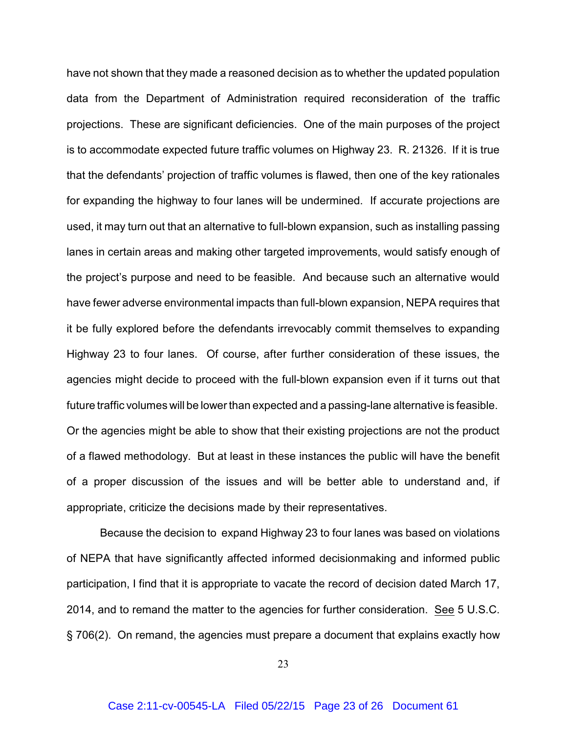have not shown that they made a reasoned decision as to whether the updated population data from the Department of Administration required reconsideration of the traffic projections. These are significant deficiencies. One of the main purposes of the project is to accommodate expected future traffic volumes on Highway 23. R. 21326. If it is true that the defendants' projection of traffic volumes is flawed, then one of the key rationales for expanding the highway to four lanes will be undermined. If accurate projections are used, it may turn out that an alternative to full-blown expansion, such as installing passing lanes in certain areas and making other targeted improvements, would satisfy enough of the project's purpose and need to be feasible. And because such an alternative would have fewer adverse environmental impacts than full-blown expansion, NEPA requires that it be fully explored before the defendants irrevocably commit themselves to expanding Highway 23 to four lanes. Of course, after further consideration of these issues, the agencies might decide to proceed with the full-blown expansion even if it turns out that future traffic volumes will be lower than expected and a passing-lane alternative is feasible. Or the agencies might be able to show that their existing projections are not the product of a flawed methodology. But at least in these instances the public will have the benefit of a proper discussion of the issues and will be better able to understand and, if appropriate, criticize the decisions made by their representatives.

Because the decision to expand Highway 23 to four lanes was based on violations of NEPA that have significantly affected informed decisionmaking and informed public participation, I find that it is appropriate to vacate the record of decision dated March 17, 2014, and to remand the matter to the agencies for further consideration. See 5 U.S.C. § 706(2). On remand, the agencies must prepare a document that explains exactly how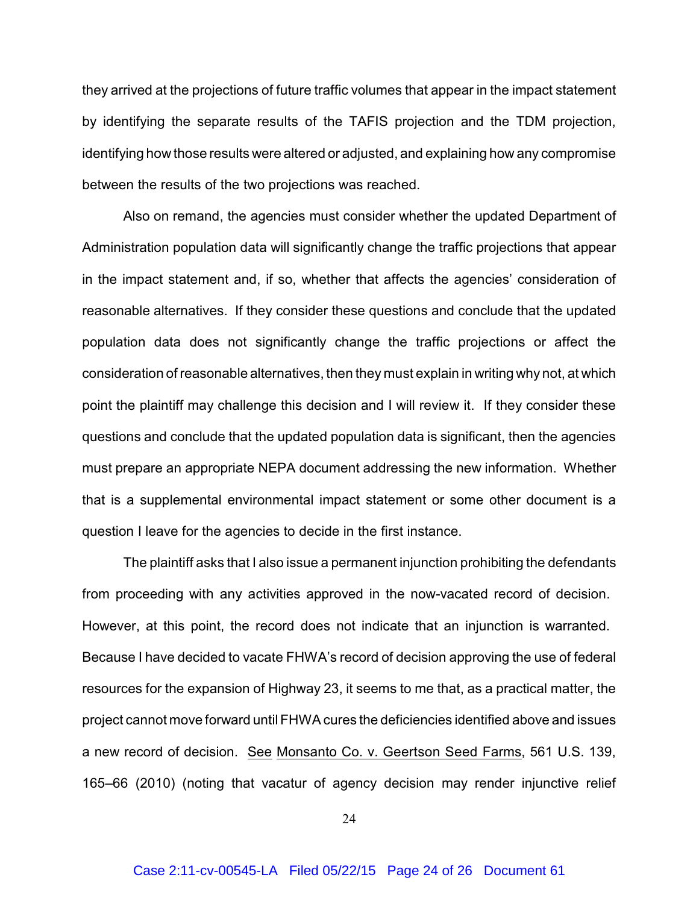they arrived at the projections of future traffic volumes that appear in the impact statement by identifying the separate results of the TAFIS projection and the TDM projection, identifying how those results were altered or adjusted, and explaining how any compromise between the results of the two projections was reached.

Also on remand, the agencies must consider whether the updated Department of Administration population data will significantly change the traffic projections that appear in the impact statement and, if so, whether that affects the agencies' consideration of reasonable alternatives. If they consider these questions and conclude that the updated population data does not significantly change the traffic projections or affect the consideration of reasonable alternatives, then they must explain in writing why not, at which point the plaintiff may challenge this decision and I will review it. If they consider these questions and conclude that the updated population data is significant, then the agencies must prepare an appropriate NEPA document addressing the new information. Whether that is a supplemental environmental impact statement or some other document is a question I leave for the agencies to decide in the first instance.

The plaintiff asks that I also issue a permanent injunction prohibiting the defendants from proceeding with any activities approved in the now-vacated record of decision. However, at this point, the record does not indicate that an injunction is warranted. Because I have decided to vacate FHWA's record of decision approving the use of federal resources for the expansion of Highway 23, it seems to me that, as a practical matter, the project cannot move forward until FHWA cures the deficiencies identified above and issues a new record of decision. See Monsanto Co. v. Geertson Seed Farms, 561 U.S. 139, 165–66 (2010) (noting that vacatur of agency decision may render injunctive relief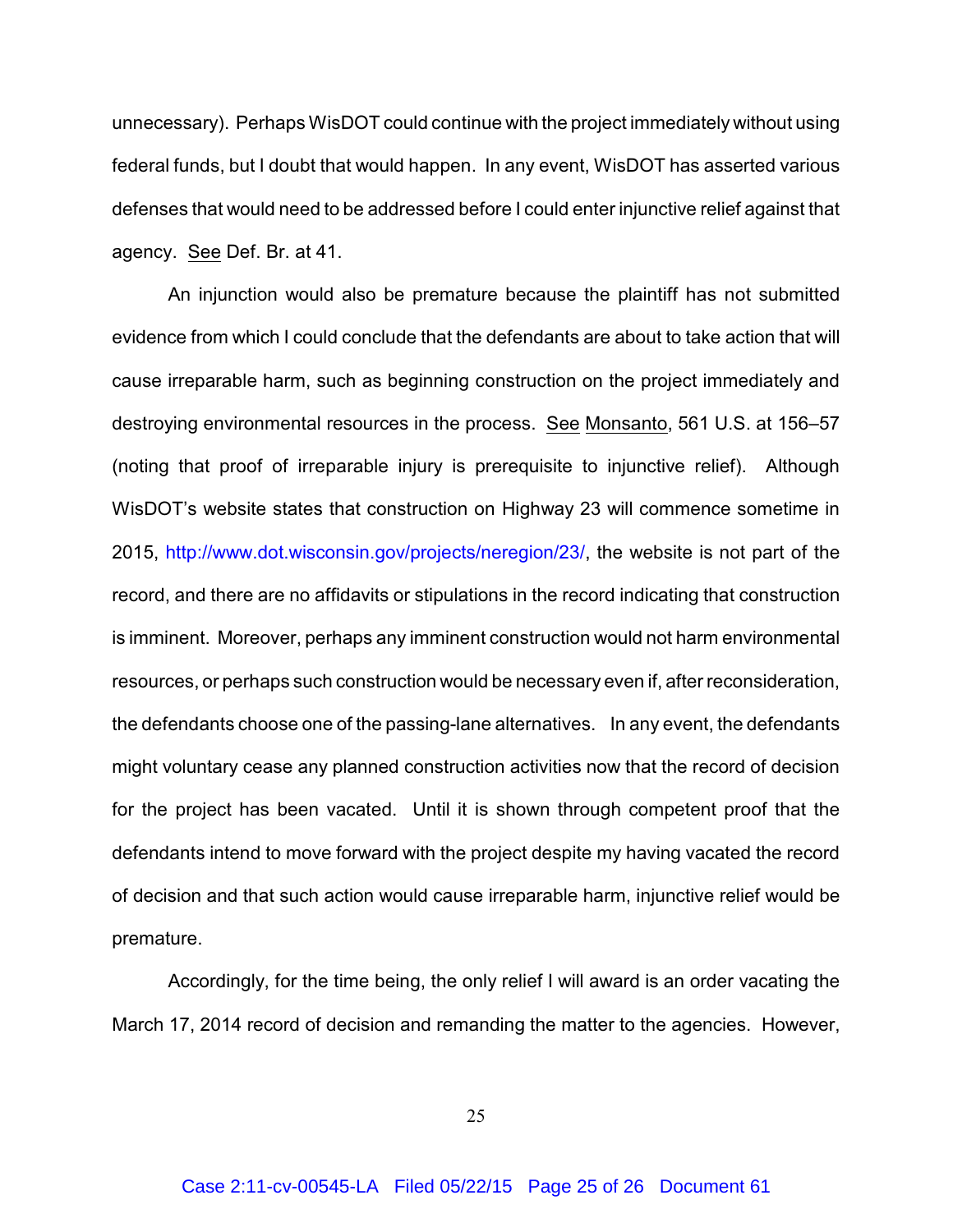unnecessary). Perhaps WisDOT could continue with the project immediately without using federal funds, but I doubt that would happen. In any event, WisDOT has asserted various defenses that would need to be addressed before I could enter injunctive relief against that agency. See Def. Br. at 41.

An injunction would also be premature because the plaintiff has not submitted evidence from which I could conclude that the defendants are about to take action that will cause irreparable harm, such as beginning construction on the project immediately and destroying environmental resources in the process. See Monsanto, 561 U.S. at 156–57 (noting that proof of irreparable injury is prerequisite to injunctive relief). Although WisDOT's website states that construction on Highway 23 will commence sometime in 2015, http://www.dot.wisconsin.gov/projects/neregion/23/, the website is not part of the record, and there are no affidavits or stipulations in the record indicating that construction is imminent. Moreover, perhaps any imminent construction would not harm environmental resources, or perhaps such construction would be necessary even if, after reconsideration, the defendants choose one of the passing-lane alternatives. In any event, the defendants might voluntary cease any planned construction activities now that the record of decision for the project has been vacated. Until it is shown through competent proof that the defendants intend to move forward with the project despite my having vacated the record of decision and that such action would cause irreparable harm, injunctive relief would be premature.

Accordingly, for the time being, the only relief I will award is an order vacating the March 17, 2014 record of decision and remanding the matter to the agencies. However,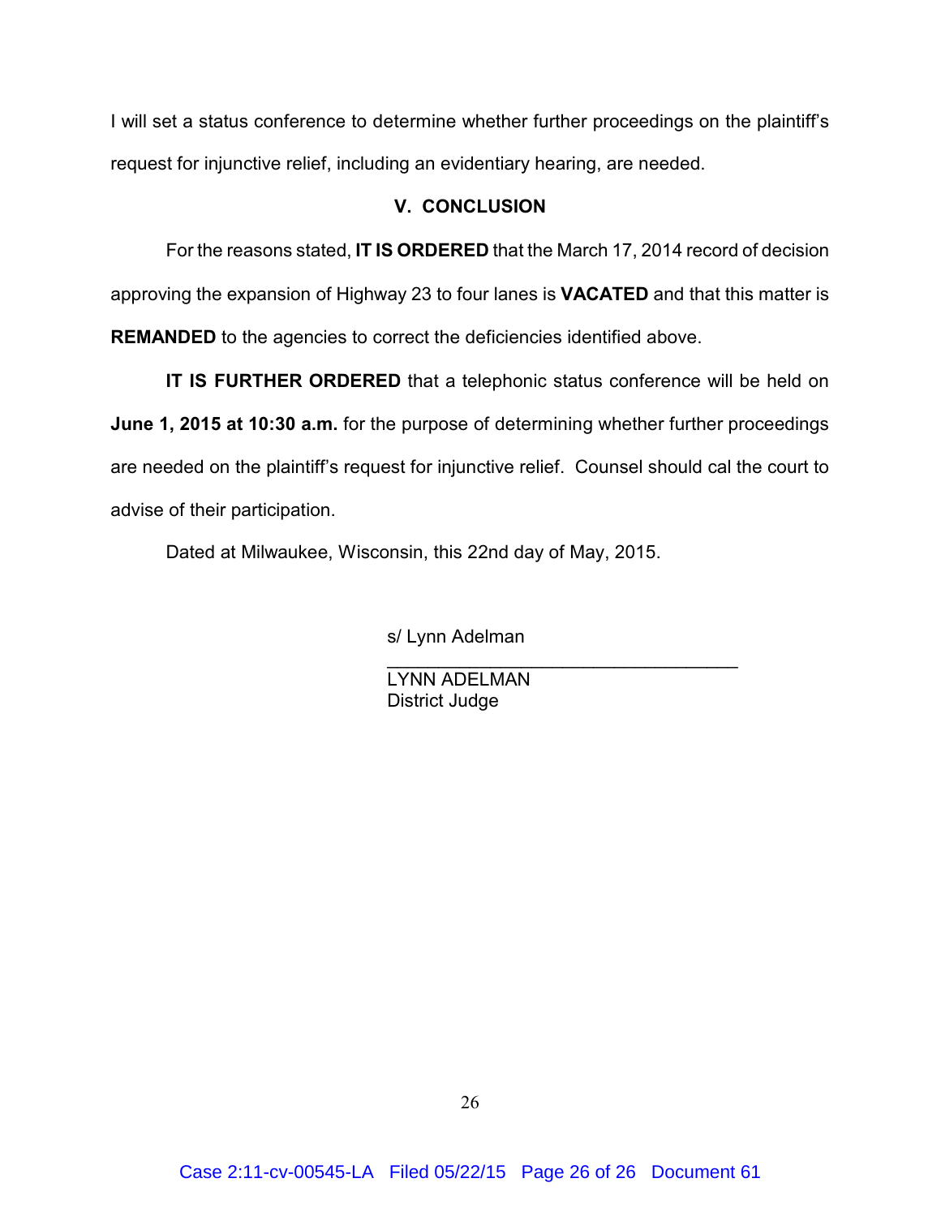I will set a status conference to determine whether further proceedings on the plaintiff's request for injunctive relief, including an evidentiary hearing, are needed.

## V. CONCLUSION

For the reasons stated, **IT IS ORDERED** that the March 17, 2014 record of decision approving the expansion of Highway 23 to four lanes is **VACATED** and that this matter is **REMANDED** to the agencies to correct the deficiencies identified above.

**IT IS FURTHER ORDERED** that a telephonic status conference will be held on **June 1, 2015 at 10:30 a.m.** for the purpose of determining whether further proceedings are needed on the plaintiff's request for injunctive relief. Counsel should cal the court to advise of their participation.

Dated at Milwaukee, Wisconsin, this 22nd day of May, 2015.

s/ Lynn Adelman
___________________________________
LYNN ADELMAN
District Judge